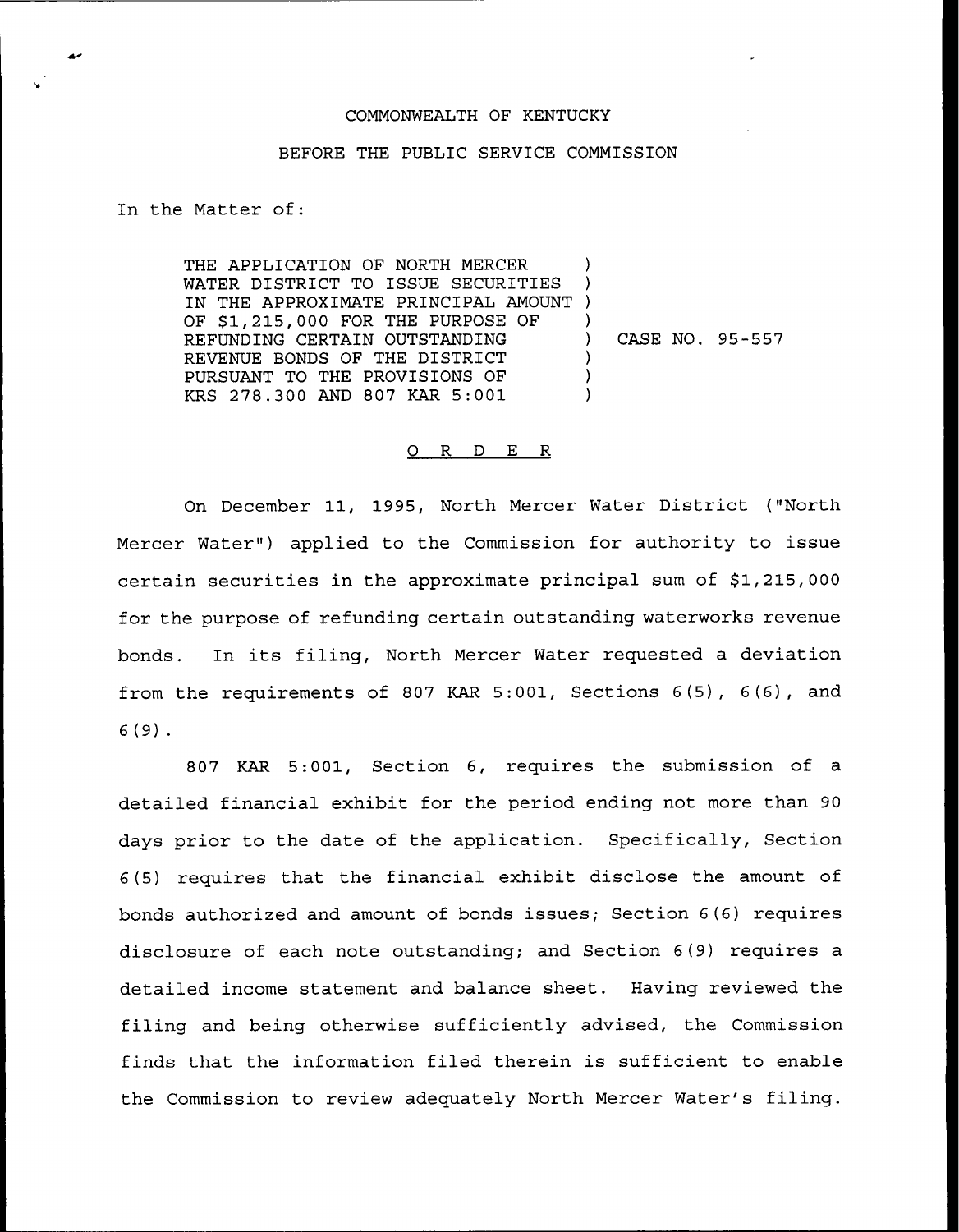COMMONWEALTH OF KENTUCKY

BEFORE THE PUBLIC SERVICE COMMISSION

In the Matter of:

| | | |
|---|---|---|
| THE APPLICATION OF NORTH MERCER WATER DISTRICT TO ISSUE SECURITIES IN THE APPROXIMATE PRINCIPAL AMOUNT OF $1,215,000 FOR THE PURPOSE OF REFUNDING CERTAIN OUTSTANDING REVENUE BONDS OF THE DISTRICT PURSUANT TO THE PROVISIONS OF KRS 278.300 AND 807 KAR 5:001 | ) | CASE NO. 95-557 |

## O R D E R

On December 11, 1995, North Mercer Water District ("North Mercer Water") applied to the Commission for authority to issue certain securities in the approximate principal sum of $1,215,000 for the purpose of refunding certain outstanding waterworks revenue bonds. In its filing, North Mercer Water requested a deviation from the requirements of 807 KAR 5:001, Sections 6(5), 6(6), and 6(9).

807 KAR 5:001, Section 6, requires the submission of a detailed financial exhibit for the period ending not more than 90 days prior to the date of the application. Specifically, Section 6(5) requires that the financial exhibit disclose the amount of bonds authorized and amount of bonds issues; Section 6(6) requires disclosure of each note outstanding; and Section 6(9) requires a detailed income statement and balance sheet. Having reviewed the filing and being otherwise sufficiently advised, the Commission finds that the information filed therein is sufficient to enable the Commission to review adequately North Mercer Water's filing.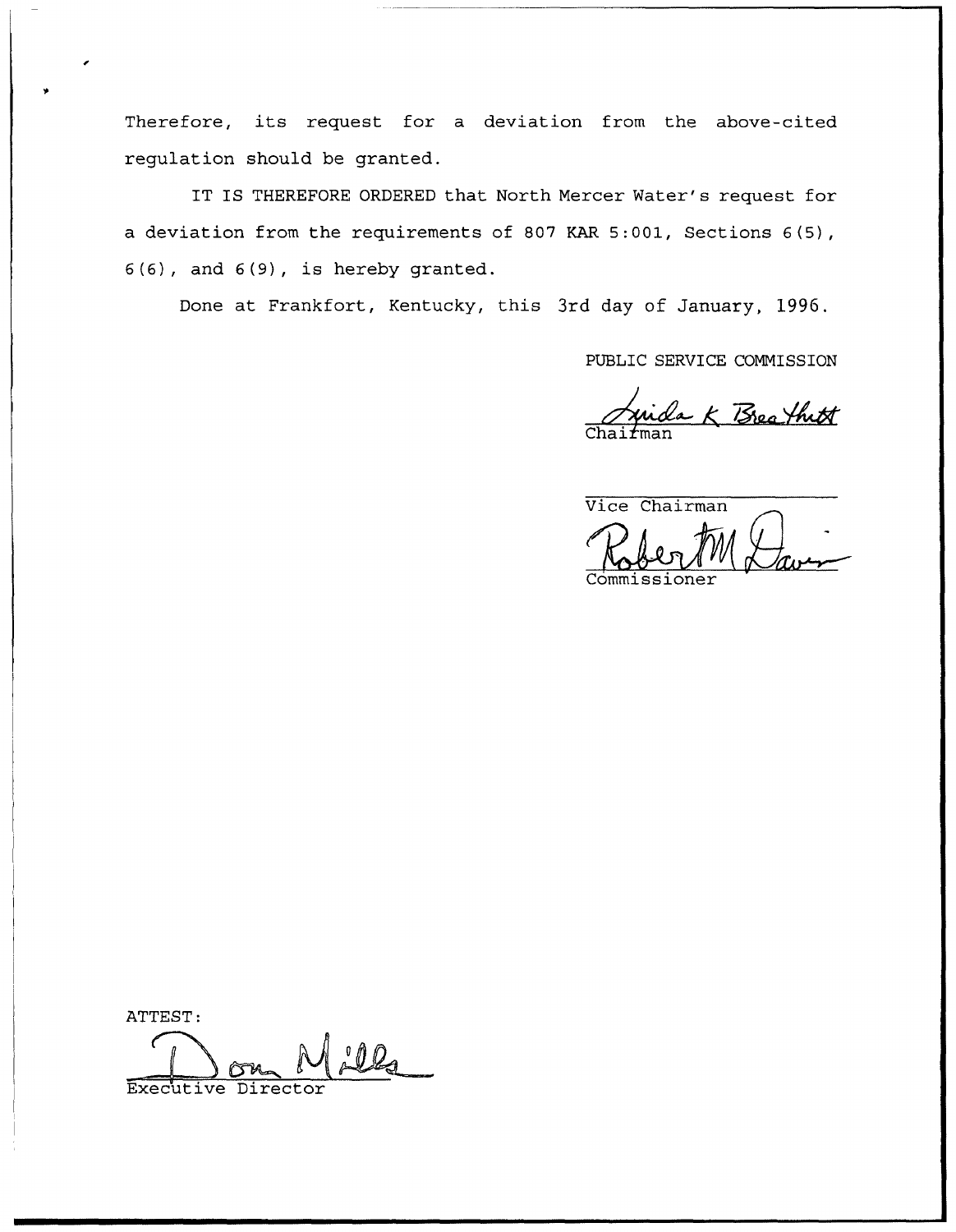Therefore, its request for a deviation from the above-cited regulation should be granted.

IT IS THEREFORE ORDERED that North Mercer Water's request for a deviation from the requirements of 807 KAR 5:001, Sections 6(5), 6(6), and 6(9), is hereby granted.

Done at Frankfort, Kentucky, this 3rd day of January, 1996.

PUBLIC SERVICE COMMISSION

Linda K. Breathitt
Chairman

Vice Chairman

Robert M. Davis
Commissioner

ATTEST:

Don Mills
Executive Director